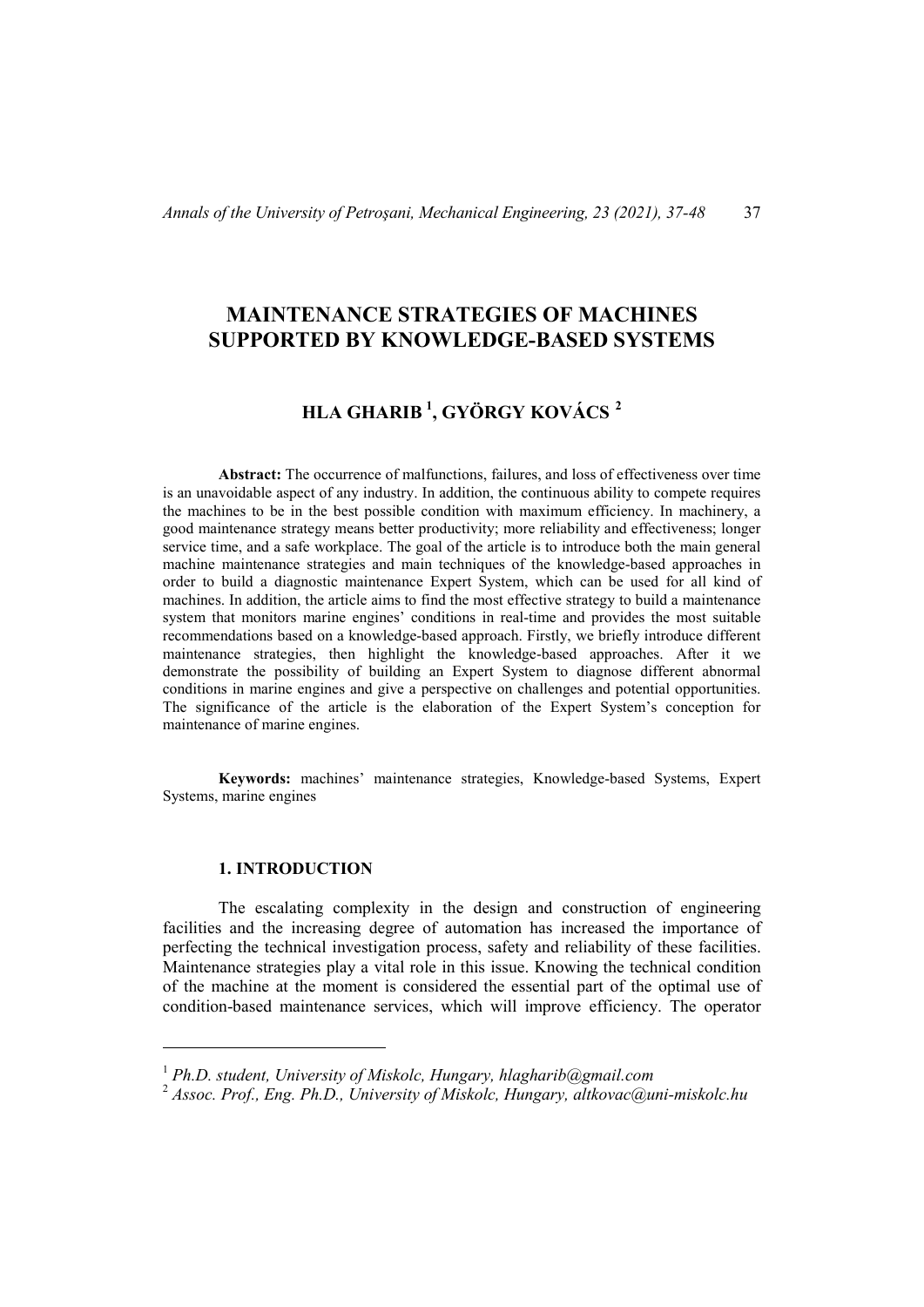# MAINTENANCE STRATEGIES OF MACHINES SUPPORTED BY KNOWLEDGE-BASED SYSTEMS

## HLA GHARIB [1], GYÖRGY KOVÁCS [2]

**Abstract:** The occurrence of malfunctions, failures, and loss of effectiveness over time is an unavoidable aspect of any industry. In addition, the continuous ability to compete requires the machines to be in the best possible condition with maximum efficiency. In machinery, a good maintenance strategy means better productivity; more reliability and effectiveness; longer service time, and a safe workplace. The goal of the article is to introduce both the main general machine maintenance strategies and main techniques of the knowledge-based approaches in order to build a diagnostic maintenance Expert System, which can be used for all kind of machines. In addition, the article aims to find the most effective strategy to build a maintenance system that monitors marine engines' conditions in real-time and provides the most suitable recommendations based on a knowledge-based approach. Firstly, we briefly introduce different maintenance strategies, then highlight the knowledge-based approaches. After it we demonstrate the possibility of building an Expert System to diagnose different abnormal conditions in marine engines and give a perspective on challenges and potential opportunities. The significance of the article is the elaboration of the Expert System's conception for maintenance of marine engines.

**Keywords:** machines' maintenance strategies, Knowledge-based Systems, Expert Systems, marine engines

### 1. INTRODUCTION

The escalating complexity in the design and construction of engineering facilities and the increasing degree of automation has increased the importance of perfecting the technical investigation process, safety and reliability of these facilities. Maintenance strategies play a vital role in this issue. Knowing the technical condition of the machine at the moment is considered the essential part of the optimal use of condition-based maintenance services, which will improve efficiency. The operator

---

[1] *Ph.D. student, University of Miskolc, Hungary, hlagharib@gmail.com*

[2] *Assoc. Prof., Eng. Ph.D., University of Miskolc, Hungary, altkovac@uni-miskolc.hu*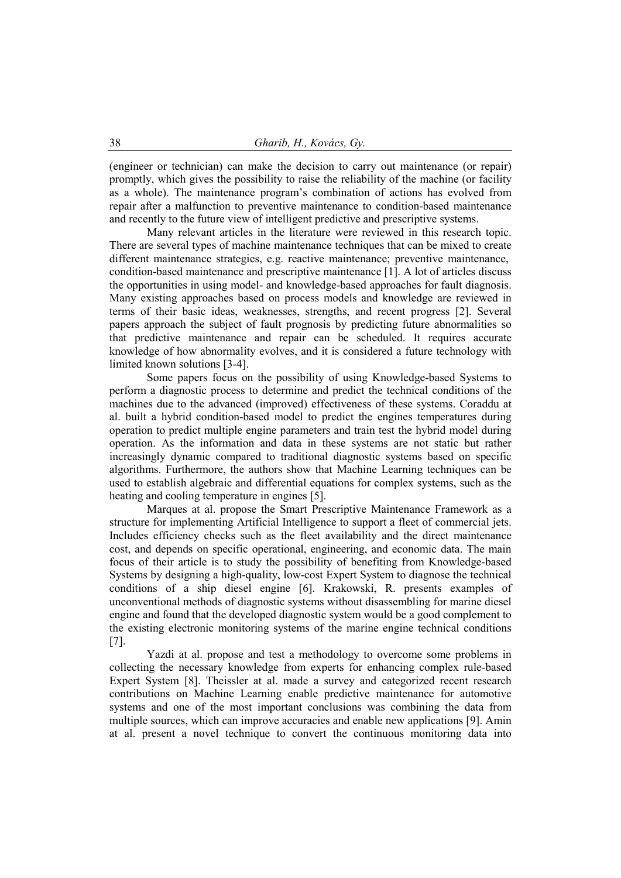(engineer or technician) can make the decision to carry out maintenance (or repair) promptly, which gives the possibility to raise the reliability of the machine (or facility as a whole). The maintenance program's combination of actions has evolved from repair after a malfunction to preventive maintenance to condition-based maintenance and recently to the future view of intelligent predictive and prescriptive systems.

Many relevant articles in the literature were reviewed in this research topic. There are several types of machine maintenance techniques that can be mixed to create different maintenance strategies, e.g. reactive maintenance; preventive maintenance, condition-based maintenance and prescriptive maintenance [1]. A lot of articles discuss the opportunities in using model- and knowledge-based approaches for fault diagnosis. Many existing approaches based on process models and knowledge are reviewed in terms of their basic ideas, weaknesses, strengths, and recent progress [2]. Several papers approach the subject of fault prognosis by predicting future abnormalities so that predictive maintenance and repair can be scheduled. It requires accurate knowledge of how abnormality evolves, and it is considered a future technology with limited known solutions [3-4].

Some papers focus on the possibility of using Knowledge-based Systems to perform a diagnostic process to determine and predict the technical conditions of the machines due to the advanced (improved) effectiveness of these systems. Coraddu at al. built a hybrid condition-based model to predict the engines temperatures during operation to predict multiple engine parameters and train test the hybrid model during operation. As the information and data in these systems are not static but rather increasingly dynamic compared to traditional diagnostic systems based on specific algorithms. Furthermore, the authors show that Machine Learning techniques can be used to establish algebraic and differential equations for complex systems, such as the heating and cooling temperature in engines [5].

Marques at al. propose the Smart Prescriptive Maintenance Framework as a structure for implementing Artificial Intelligence to support a fleet of commercial jets. Includes efficiency checks such as the fleet availability and the direct maintenance cost, and depends on specific operational, engineering, and economic data. The main focus of their article is to study the possibility of benefiting from Knowledge-based Systems by designing a high-quality, low-cost Expert System to diagnose the technical conditions of a ship diesel engine [6]. Krakowski, R. presents examples of unconventional methods of diagnostic systems without disassembling for marine diesel engine and found that the developed diagnostic system would be a good complement to the existing electronic monitoring systems of the marine engine technical conditions [7].

Yazdi at al. propose and test a methodology to overcome some problems in collecting the necessary knowledge from experts for enhancing complex rule-based Expert System [8]. Theissler at al. made a survey and categorized recent research contributions on Machine Learning enable predictive maintenance for automotive systems and one of the most important conclusions was combining the data from multiple sources, which can improve accuracies and enable new applications [9]. Amin at al. present a novel technique to convert the continuous monitoring data into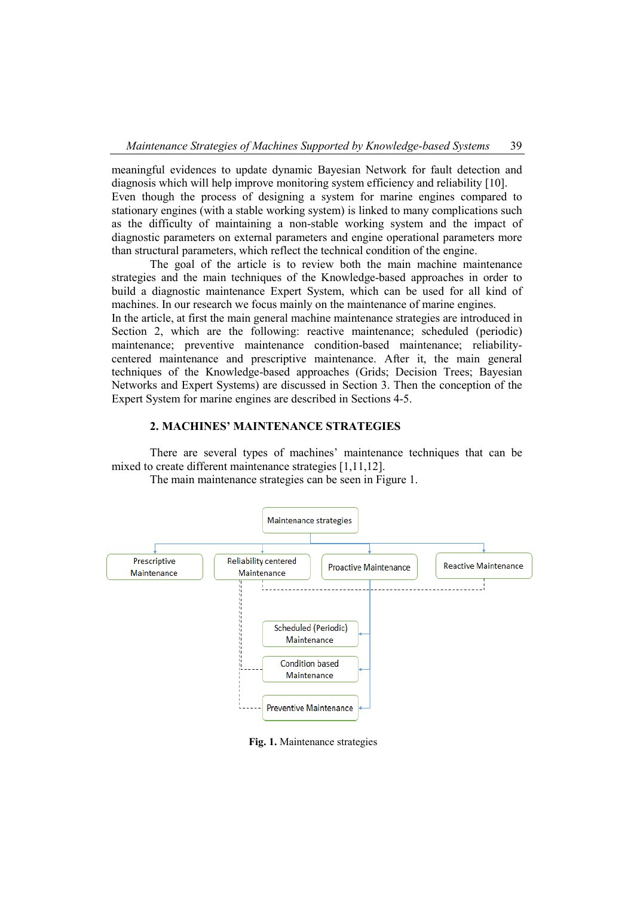meaningful evidences to update dynamic Bayesian Network for fault detection and diagnosis which will help improve monitoring system efficiency and reliability [10]. Even though the process of designing a system for marine engines compared to stationary engines (with a stable working system) is linked to many complications such as the difficulty of maintaining a non-stable working system and the impact of diagnostic parameters on external parameters and engine operational parameters more than structural parameters, which reflect the technical condition of the engine.

The goal of the article is to review both the main machine maintenance strategies and the main techniques of the Knowledge-based approaches in order to build a diagnostic maintenance Expert System, which can be used for all kind of machines. In our research we focus mainly on the maintenance of marine engines. In the article, at first the main general machine maintenance strategies are introduced in Section 2, which are the following: reactive maintenance; scheduled (periodic) maintenance; preventive maintenance condition-based maintenance; reliability-centered maintenance and prescriptive maintenance. After it, the main general techniques of the Knowledge-based approaches (Grids; Decision Trees; Bayesian Networks and Expert Systems) are discussed in Section 3. Then the conception of the Expert System for marine engines are described in Sections 4-5.

## 2. MACHINES' MAINTENANCE STRATEGIES

There are several types of machines' maintenance techniques that can be mixed to create different maintenance strategies [1,11,12].

The main maintenance strategies can be seen in Figure 1.

Maintenance strategies

Prescriptive Maintenance

Reliability centered Maintenance

Proactive Maintenance

Reactive Maintenance

Scheduled (Periodic) Maintenance

Condition based Maintenance

Preventive Maintenance

**Fig. 1.** Maintenance strategies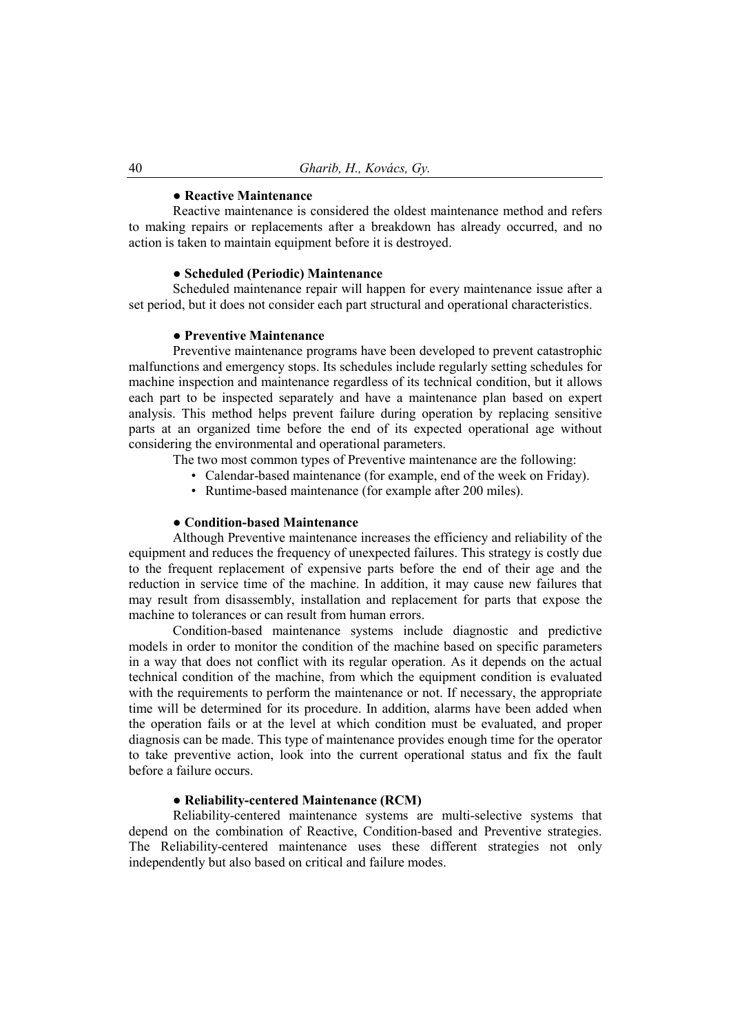**● Reactive Maintenance**

Reactive maintenance is considered the oldest maintenance method and refers to making repairs or replacements after a breakdown has already occurred, and no action is taken to maintain equipment before it is destroyed.

**● Scheduled (Periodic) Maintenance**

Scheduled maintenance repair will happen for every maintenance issue after a set period, but it does not consider each part structural and operational characteristics.

**● Preventive Maintenance**

Preventive maintenance programs have been developed to prevent catastrophic malfunctions and emergency stops. Its schedules include regularly setting schedules for machine inspection and maintenance regardless of its technical condition, but it allows each part to be inspected separately and have a maintenance plan based on expert analysis. This method helps prevent failure during operation by replacing sensitive parts at an organized time before the end of its expected operational age without considering the environmental and operational parameters.

The two most common types of Preventive maintenance are the following:

- Calendar-based maintenance (for example, end of the week on Friday).
- Runtime-based maintenance (for example after 200 miles).

**● Condition-based Maintenance**

Although Preventive maintenance increases the efficiency and reliability of the equipment and reduces the frequency of unexpected failures. This strategy is costly due to the frequent replacement of expensive parts before the end of their age and the reduction in service time of the machine. In addition, it may cause new failures that may result from disassembly, installation and replacement for parts that expose the machine to tolerances or can result from human errors.

Condition-based maintenance systems include diagnostic and predictive models in order to monitor the condition of the machine based on specific parameters in a way that does not conflict with its regular operation. As it depends on the actual technical condition of the machine, from which the equipment condition is evaluated with the requirements to perform the maintenance or not. If necessary, the appropriate time will be determined for its procedure. In addition, alarms have been added when the operation fails or at the level at which condition must be evaluated, and proper diagnosis can be made. This type of maintenance provides enough time for the operator to take preventive action, look into the current operational status and fix the fault before a failure occurs.

**● Reliability-centered Maintenance (RCM)**

Reliability-centered maintenance systems are multi-selective systems that depend on the combination of Reactive, Condition-based and Preventive strategies. The Reliability-centered maintenance uses these different strategies not only independently but also based on critical and failure modes.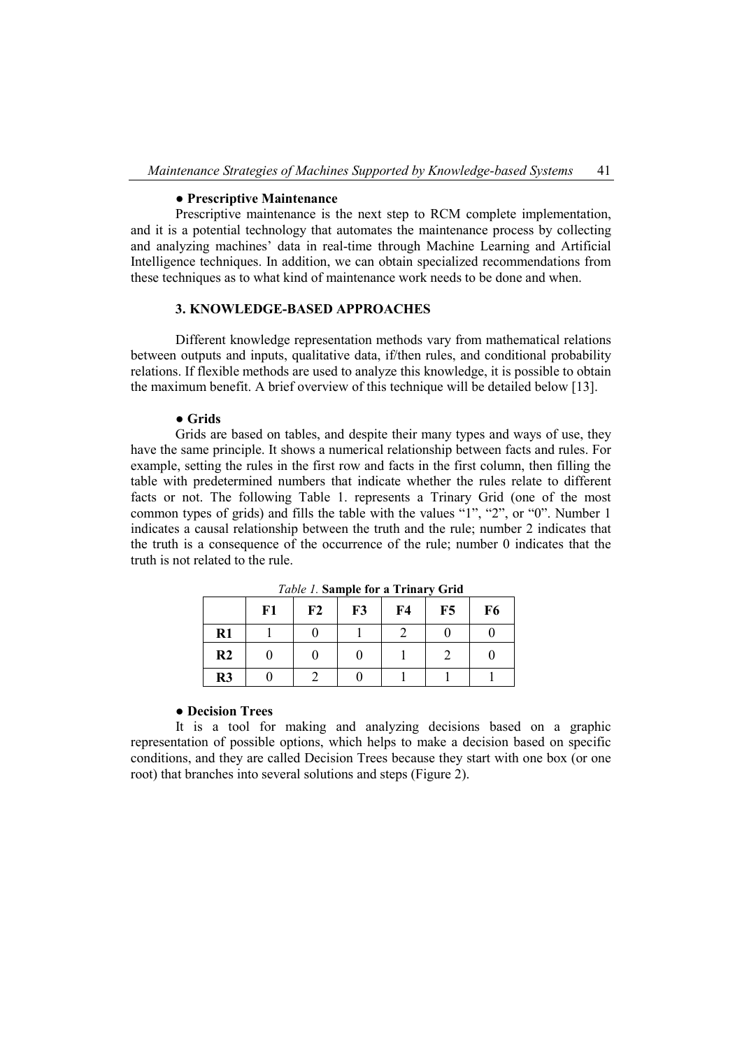**● Prescriptive Maintenance**

Prescriptive maintenance is the next step to RCM complete implementation, and it is a potential technology that automates the maintenance process by collecting and analyzing machines' data in real-time through Machine Learning and Artificial Intelligence techniques. In addition, we can obtain specialized recommendations from these techniques as to what kind of maintenance work needs to be done and when.

## 3. KNOWLEDGE-BASED APPROACHES

Different knowledge representation methods vary from mathematical relations between outputs and inputs, qualitative data, if/then rules, and conditional probability relations. If flexible methods are used to analyze this knowledge, it is possible to obtain the maximum benefit. A brief overview of this technique will be detailed below [13].

**● Grids**

Grids are based on tables, and despite their many types and ways of use, they have the same principle. It shows a numerical relationship between facts and rules. For example, setting the rules in the first row and facts in the first column, then filling the table with predetermined numbers that indicate whether the rules relate to different facts or not. The following Table 1. represents a Trinary Grid (one of the most common types of grids) and fills the table with the values "1", "2", or "0". Number 1 indicates a causal relationship between the truth and the rule; number 2 indicates that the truth is a consequence of the occurrence of the rule; number 0 indicates that the truth is not related to the rule.

*Table 1.* **Sample for a Trinary Grid**

| | F1 | F2 | F3 | F4 | F5 | F6 |
|---|---|---|---|---|---|---|
| **R1** | 1 | 0 | 1 | 2 | 0 | 0 |
| **R2** | 0 | 0 | 0 | 1 | 2 | 0 |
| **R3** | 0 | 2 | 0 | 1 | 1 | 1 |

**● Decision Trees**

It is a tool for making and analyzing decisions based on a graphic representation of possible options, which helps to make a decision based on specific conditions, and they are called Decision Trees because they start with one box (or one root) that branches into several solutions and steps (Figure 2).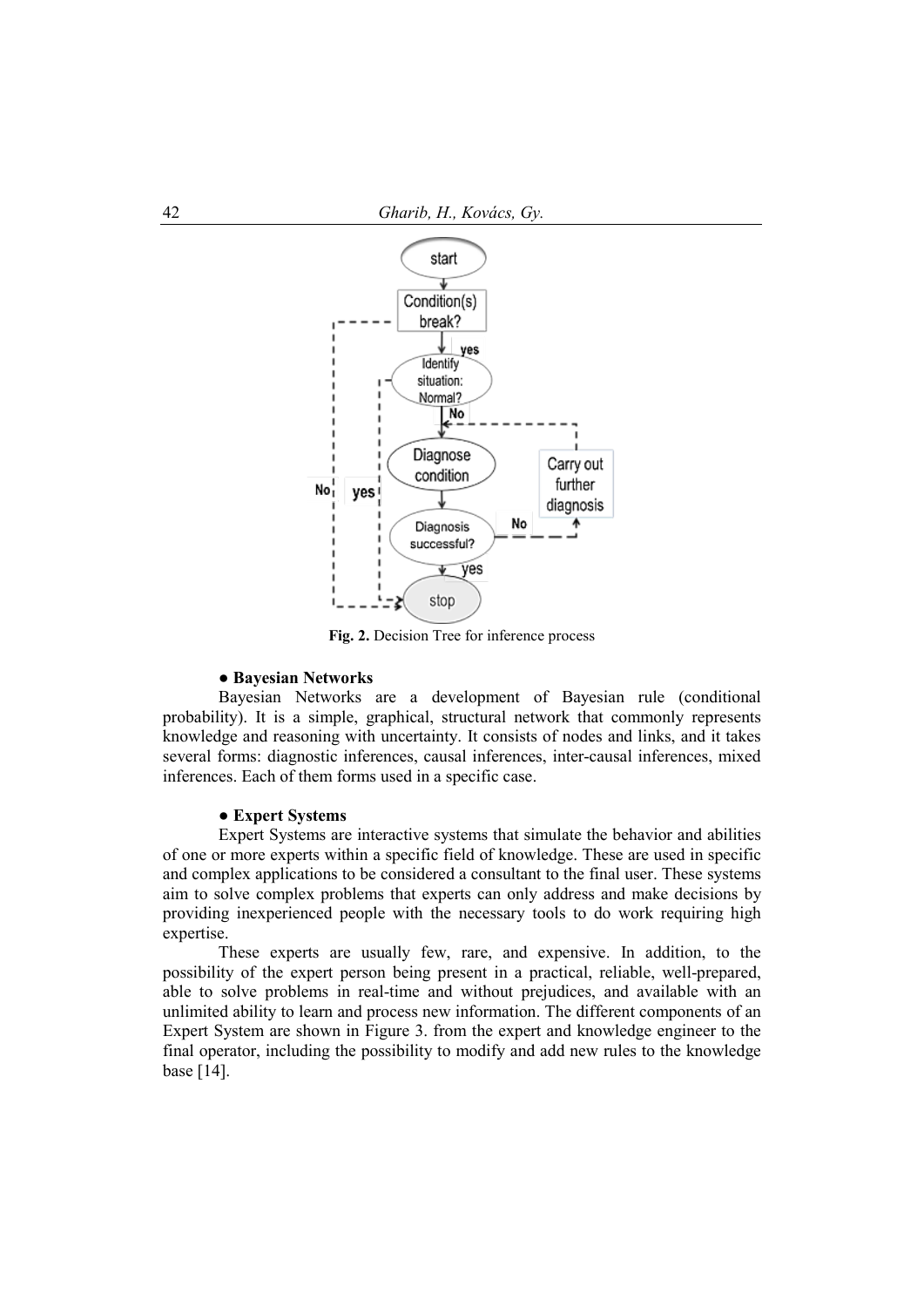**Fig. 2.** Decision Tree for inference process

**● Bayesian Networks**

Bayesian Networks are a development of Bayesian rule (conditional probability). It is a simple, graphical, structural network that commonly represents knowledge and reasoning with uncertainty. It consists of nodes and links, and it takes several forms: diagnostic inferences, causal inferences, inter-causal inferences, mixed inferences. Each of them forms used in a specific case.

**● Expert Systems**

Expert Systems are interactive systems that simulate the behavior and abilities of one or more experts within a specific field of knowledge. These are used in specific and complex applications to be considered a consultant to the final user. These systems aim to solve complex problems that experts can only address and make decisions by providing inexperienced people with the necessary tools to do work requiring high expertise.

These experts are usually few, rare, and expensive. In addition, to the possibility of the expert person being present in a practical, reliable, well-prepared, able to solve problems in real-time and without prejudices, and available with an unlimited ability to learn and process new information. The different components of an Expert System are shown in Figure 3. from the expert and knowledge engineer to the final operator, including the possibility to modify and add new rules to the knowledge base [14].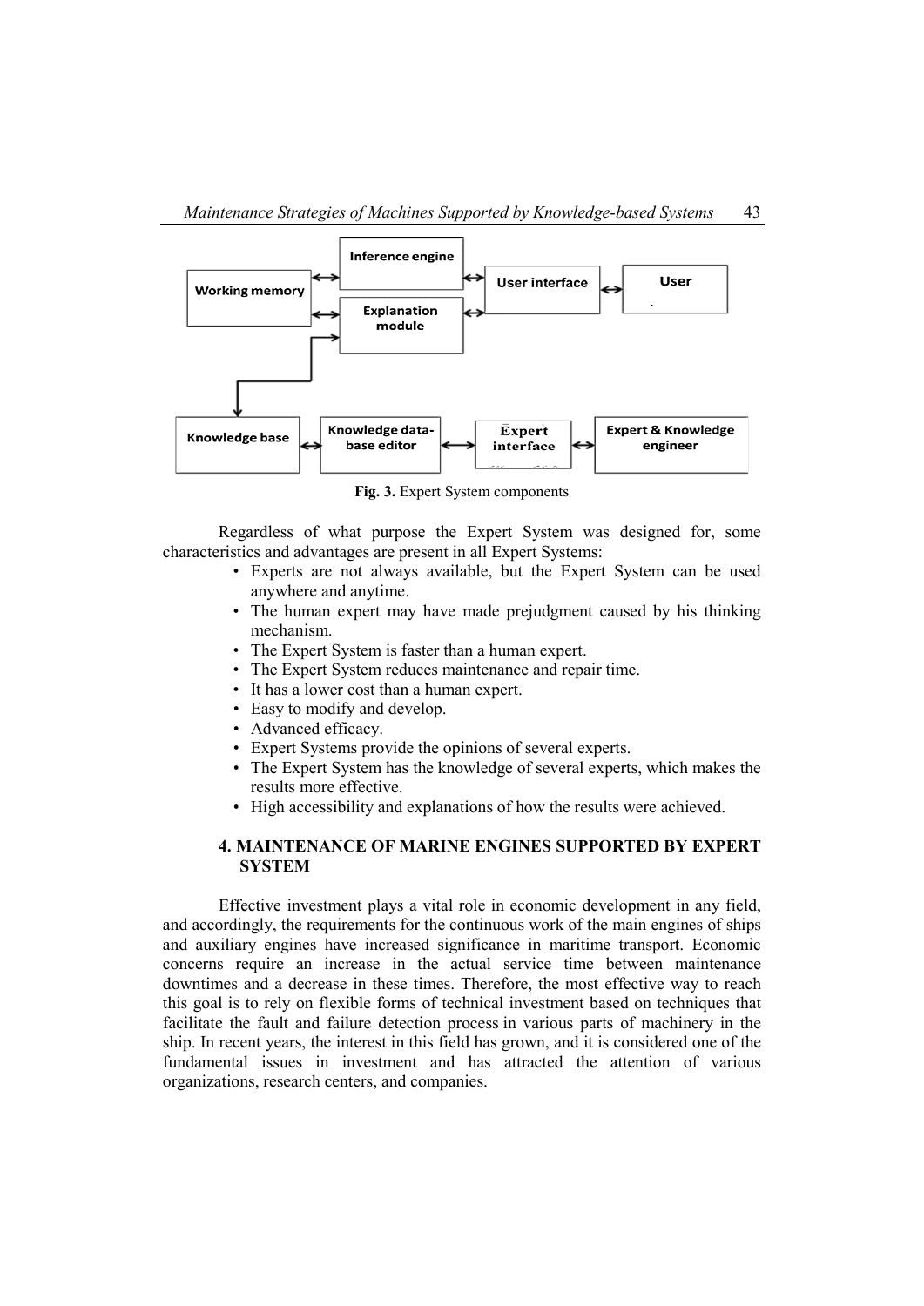Fig. 3. Expert System components

Regardless of what purpose the Expert System was designed for, some characteristics and advantages are present in all Expert Systems:

- Experts are not always available, but the Expert System can be used anywhere and anytime.
- The human expert may have made prejudgment caused by his thinking mechanism.
- The Expert System is faster than a human expert.
- The Expert System reduces maintenance and repair time.
- It has a lower cost than a human expert.
- Easy to modify and develop.
- Advanced efficacy.
- Expert Systems provide the opinions of several experts.
- The Expert System has the knowledge of several experts, which makes the results more effective.
- High accessibility and explanations of how the results were achieved.

## 4. MAINTENANCE OF MARINE ENGINES SUPPORTED BY EXPERT SYSTEM

Effective investment plays a vital role in economic development in any field, and accordingly, the requirements for the continuous work of the main engines of ships and auxiliary engines have increased significance in maritime transport. Economic concerns require an increase in the actual service time between maintenance downtimes and a decrease in these times. Therefore, the most effective way to reach this goal is to rely on flexible forms of technical investment based on techniques that facilitate the fault and failure detection process in various parts of machinery in the ship. In recent years, the interest in this field has grown, and it is considered one of the fundamental issues in investment and has attracted the attention of various organizations, research centers, and companies.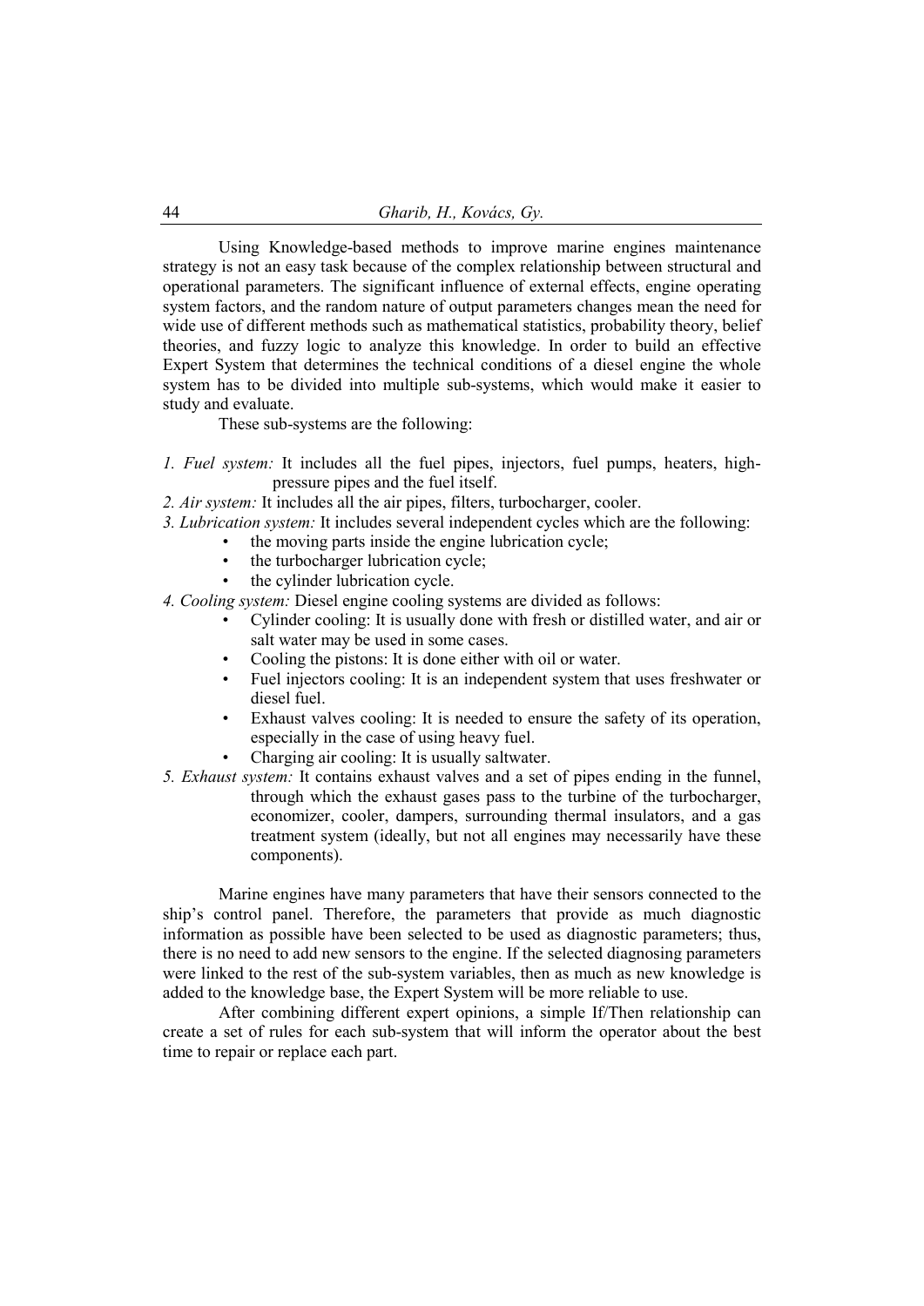Using Knowledge-based methods to improve marine engines maintenance strategy is not an easy task because of the complex relationship between structural and operational parameters. The significant influence of external effects, engine operating system factors, and the random nature of output parameters changes mean the need for wide use of different methods such as mathematical statistics, probability theory, belief theories, and fuzzy logic to analyze this knowledge. In order to build an effective Expert System that determines the technical conditions of a diesel engine the whole system has to be divided into multiple sub-systems, which would make it easier to study and evaluate.

These sub-systems are the following:

1. *Fuel system:* It includes all the fuel pipes, injectors, fuel pumps, heaters, high-pressure pipes and the fuel itself.
2. *Air system:* It includes all the air pipes, filters, turbocharger, cooler.
3. *Lubrication system:* It includes several independent cycles which are the following:
   - the moving parts inside the engine lubrication cycle;
   - the turbocharger lubrication cycle;
   - the cylinder lubrication cycle.
4. *Cooling system:* Diesel engine cooling systems are divided as follows:
   - Cylinder cooling: It is usually done with fresh or distilled water, and air or salt water may be used in some cases.
   - Cooling the pistons: It is done either with oil or water.
   - Fuel injectors cooling: It is an independent system that uses freshwater or diesel fuel.
   - Exhaust valves cooling: It is needed to ensure the safety of its operation, especially in the case of using heavy fuel.
   - Charging air cooling: It is usually saltwater.
5. *Exhaust system:* It contains exhaust valves and a set of pipes ending in the funnel, through which the exhaust gases pass to the turbine of the turbocharger, economizer, cooler, dampers, surrounding thermal insulators, and a gas treatment system (ideally, but not all engines may necessarily have these components).

Marine engines have many parameters that have their sensors connected to the ship's control panel. Therefore, the parameters that provide as much diagnostic information as possible have been selected to be used as diagnostic parameters; thus, there is no need to add new sensors to the engine. If the selected diagnosing parameters were linked to the rest of the sub-system variables, then as much as new knowledge is added to the knowledge base, the Expert System will be more reliable to use.

After combining different expert opinions, a simple If/Then relationship can create a set of rules for each sub-system that will inform the operator about the best time to repair or replace each part.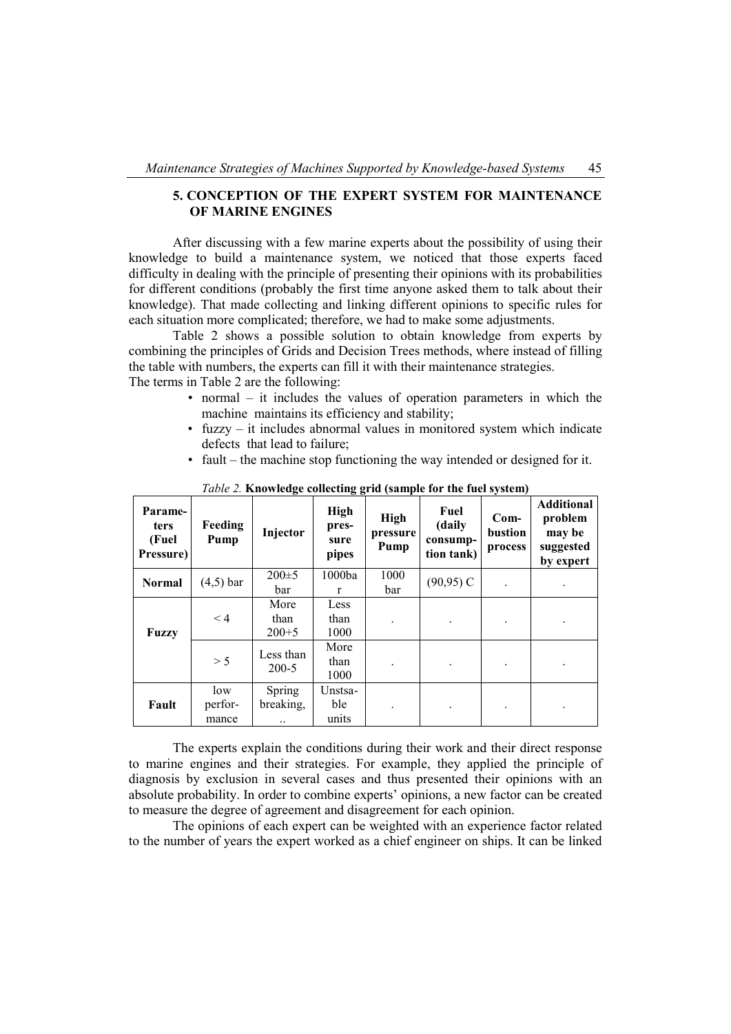## 5. CONCEPTION OF THE EXPERT SYSTEM FOR MAINTENANCE OF MARINE ENGINES

After discussing with a few marine experts about the possibility of using their knowledge to build a maintenance system, we noticed that those experts faced difficulty in dealing with the principle of presenting their opinions with its probabilities for different conditions (probably the first time anyone asked them to talk about their knowledge). That made collecting and linking different opinions to specific rules for each situation more complicated; therefore, we had to make some adjustments.

Table 2 shows a possible solution to obtain knowledge from experts by combining the principles of Grids and Decision Trees methods, where instead of filling the table with numbers, the experts can fill it with their maintenance strategies.
The terms in Table 2 are the following:

- normal – it includes the values of operation parameters in which the machine maintains its efficiency and stability;
- fuzzy – it includes abnormal values in monitored system which indicate defects that lead to failure;
- fault – the machine stop functioning the way intended or designed for it.

*Table 2.* **Knowledge collecting grid (sample for the fuel system)**

| Parameters (Fuel Pressure) | Feeding Pump | Injector | High pressure pipes | High pressure Pump | Fuel (daily consumption tank) | Combustion process | Additional problem may be suggested by expert |
|---|---|---|---|---|---|---|---|
| **Normal** | (4,5) bar | 200±5 bar | 1000bar | 1000 bar | (90,95) C | . | . |
| **Fuzzy** | < 4 | More than 200+5 | Less than 1000 | . | . | . | . |
| | > 5 | Less than 200-5 | More than 1000 | . | . | . | . |
| **Fault** | low performance | Spring breaking, .. | Unstsable units | . | . | . | . |

The experts explain the conditions during their work and their direct response to marine engines and their strategies. For example, they applied the principle of diagnosis by exclusion in several cases and thus presented their opinions with an absolute probability. In order to combine experts' opinions, a new factor can be created to measure the degree of agreement and disagreement for each opinion.

The opinions of each expert can be weighted with an experience factor related to the number of years the expert worked as a chief engineer on ships. It can be linked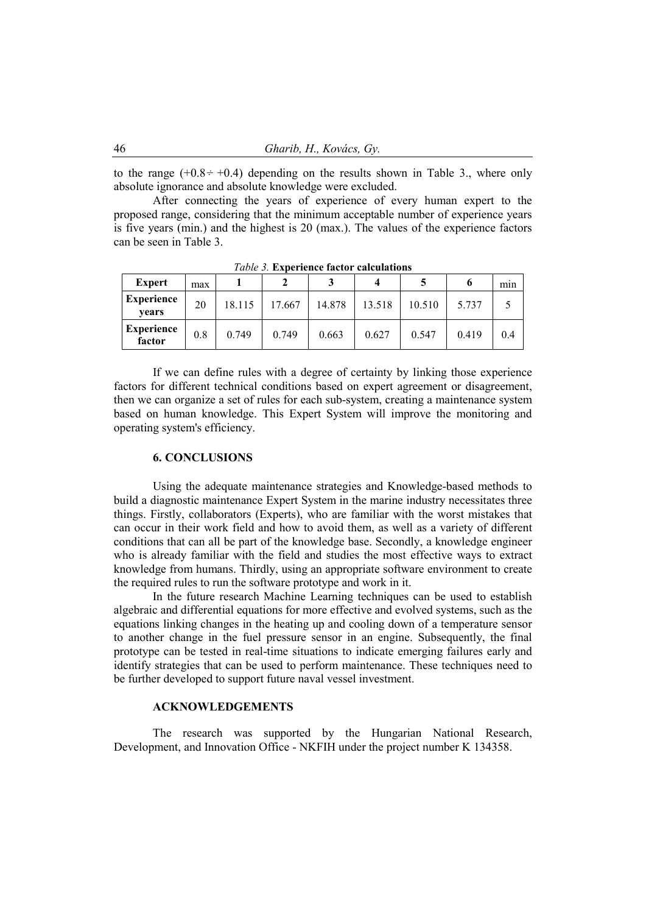to the range (+0.8÷ +0.4) depending on the results shown in Table 3., where only absolute ignorance and absolute knowledge were excluded.

After connecting the years of experience of every human expert to the proposed range, considering that the minimum acceptable number of experience years is five years (min.) and the highest is 20 (max.). The values of the experience factors can be seen in Table 3.

*Table 3.* **Experience factor calculations**

| **Expert** | max | **1** | **2** | **3** | **4** | **5** | **6** | min |
|---|---|---|---|---|---|---|---|---|
| **Experience years** | 20 | 18.115 | 17.667 | 14.878 | 13.518 | 10.510 | 5.737 | 5 |
| **Experience factor** | 0.8 | 0.749 | 0.749 | 0.663 | 0.627 | 0.547 | 0.419 | 0.4 |

If we can define rules with a degree of certainty by linking those experience factors for different technical conditions based on expert agreement or disagreement, then we can organize a set of rules for each sub-system, creating a maintenance system based on human knowledge. This Expert System will improve the monitoring and operating system's efficiency.

## 6. CONCLUSIONS

Using the adequate maintenance strategies and Knowledge-based methods to build a diagnostic maintenance Expert System in the marine industry necessitates three things. Firstly, collaborators (Experts), who are familiar with the worst mistakes that can occur in their work field and how to avoid them, as well as a variety of different conditions that can all be part of the knowledge base. Secondly, a knowledge engineer who is already familiar with the field and studies the most effective ways to extract knowledge from humans. Thirdly, using an appropriate software environment to create the required rules to run the software prototype and work in it.

In the future research Machine Learning techniques can be used to establish algebraic and differential equations for more effective and evolved systems, such as the equations linking changes in the heating up and cooling down of a temperature sensor to another change in the fuel pressure sensor in an engine. Subsequently, the final prototype can be tested in real-time situations to indicate emerging failures early and identify strategies that can be used to perform maintenance. These techniques need to be further developed to support future naval vessel investment.

## ACKNOWLEDGEMENTS

The research was supported by the Hungarian National Research, Development, and Innovation Office - NKFIH under the project number K 134358.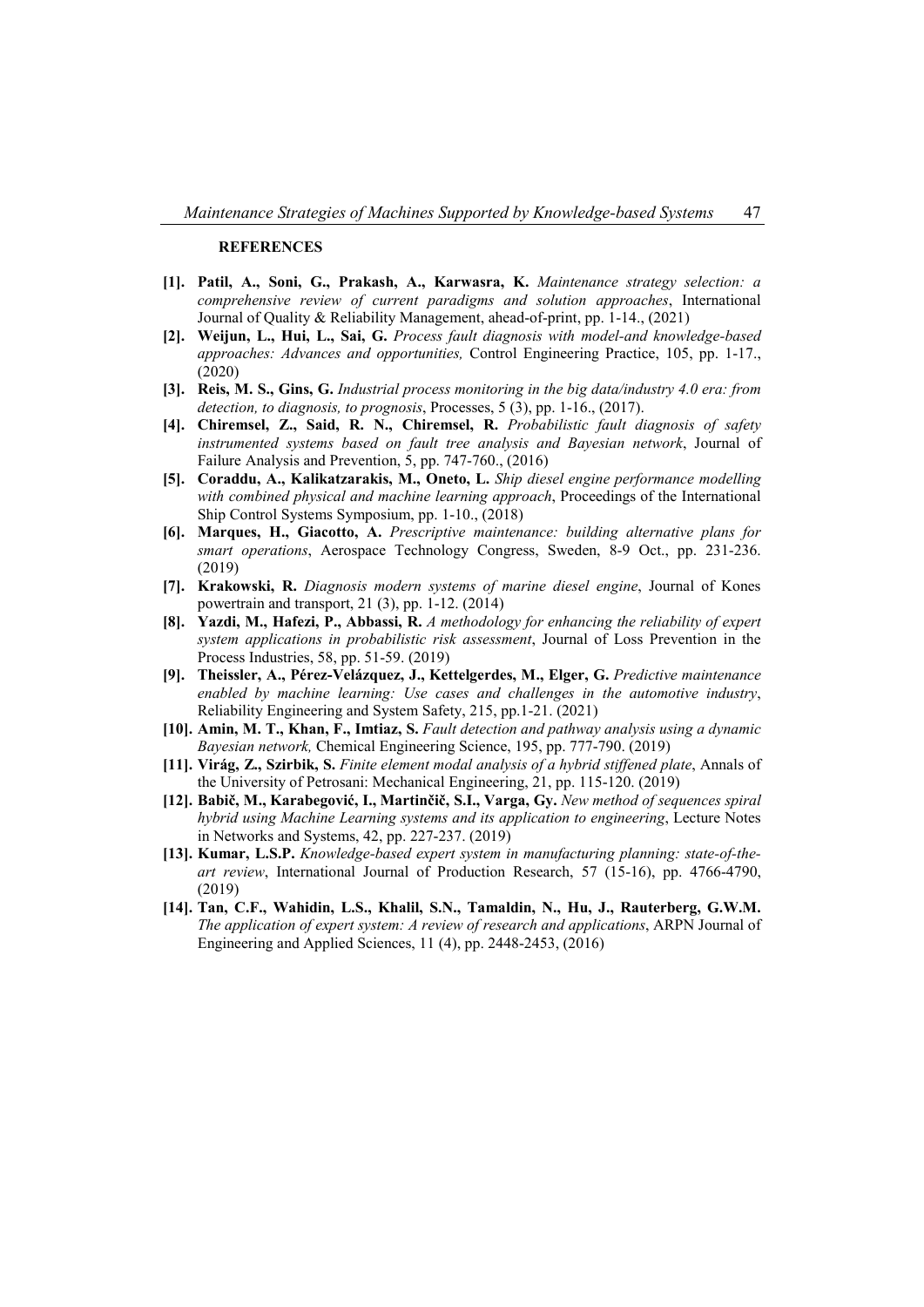**REFERENCES**

**[1]. Patil, A., Soni, G., Prakash, A., Karwasra, K.** *Maintenance strategy selection: a comprehensive review of current paradigms and solution approaches*, International Journal of Quality & Reliability Management, ahead-of-print, pp. 1-14., (2021)

**[2]. Weijun, L., Hui, L., Sai, G.** *Process fault diagnosis with model-and knowledge-based approaches: Advances and opportunities,* Control Engineering Practice, 105, pp. 1-17., (2020)

**[3]. Reis, M. S., Gins, G.** *Industrial process monitoring in the big data/industry 4.0 era: from detection, to diagnosis, to prognosis*, Processes, 5 (3), pp. 1-16., (2017).

**[4]. Chiremsel, Z., Said, R. N., Chiremsel, R.** *Probabilistic fault diagnosis of safety instrumented systems based on fault tree analysis and Bayesian network*, Journal of Failure Analysis and Prevention, 5, pp. 747-760., (2016)

**[5]. Coraddu, A., Kalikatzarakis, M., Oneto, L.** *Ship diesel engine performance modelling with combined physical and machine learning approach*, Proceedings of the International Ship Control Systems Symposium, pp. 1-10., (2018)

**[6]. Marques, H., Giacotto, A.** *Prescriptive maintenance: building alternative plans for smart operations*, Aerospace Technology Congress, Sweden, 8-9 Oct., pp. 231-236. (2019)

**[7]. Krakowski, R.** *Diagnosis modern systems of marine diesel engine*, Journal of Kones powertrain and transport, 21 (3), pp. 1-12. (2014)

**[8]. Yazdi, M., Hafezi, P., Abbassi, R.** *A methodology for enhancing the reliability of expert system applications in probabilistic risk assessment*, Journal of Loss Prevention in the Process Industries, 58, pp. 51-59. (2019)

**[9]. Theissler, A., Pérez-Velázquez, J., Kettelgerdes, M., Elger, G.** *Predictive maintenance enabled by machine learning: Use cases and challenges in the automotive industry*, Reliability Engineering and System Safety, 215, pp.1-21. (2021)

**[10]. Amin, M. T., Khan, F., Imtiaz, S.** *Fault detection and pathway analysis using a dynamic Bayesian network,* Chemical Engineering Science, 195, pp. 777-790. (2019)

**[11]. Virág, Z., Szirbik, S.** *Finite element modal analysis of a hybrid stiffened plate*, Annals of the University of Petrosani: Mechanical Engineering, 21, pp. 115-120. (2019)

**[12]. Babič, M., Karabegović, I., Martinčič, S.I., Varga, Gy.** *New method of sequences spiral hybrid using Machine Learning systems and its application to engineering*, Lecture Notes in Networks and Systems, 42, pp. 227-237. (2019)

**[13]. Kumar, L.S.P.** *Knowledge-based expert system in manufacturing planning: state-of-the-art review*, International Journal of Production Research, 57 (15-16), pp. 4766-4790, (2019)

**[14]. Tan, C.F., Wahidin, L.S., Khalil, S.N., Tamaldin, N., Hu, J., Rauterberg, G.W.M.** *The application of expert system: A review of research and applications*, ARPN Journal of Engineering and Applied Sciences, 11 (4), pp. 2448-2453, (2016)